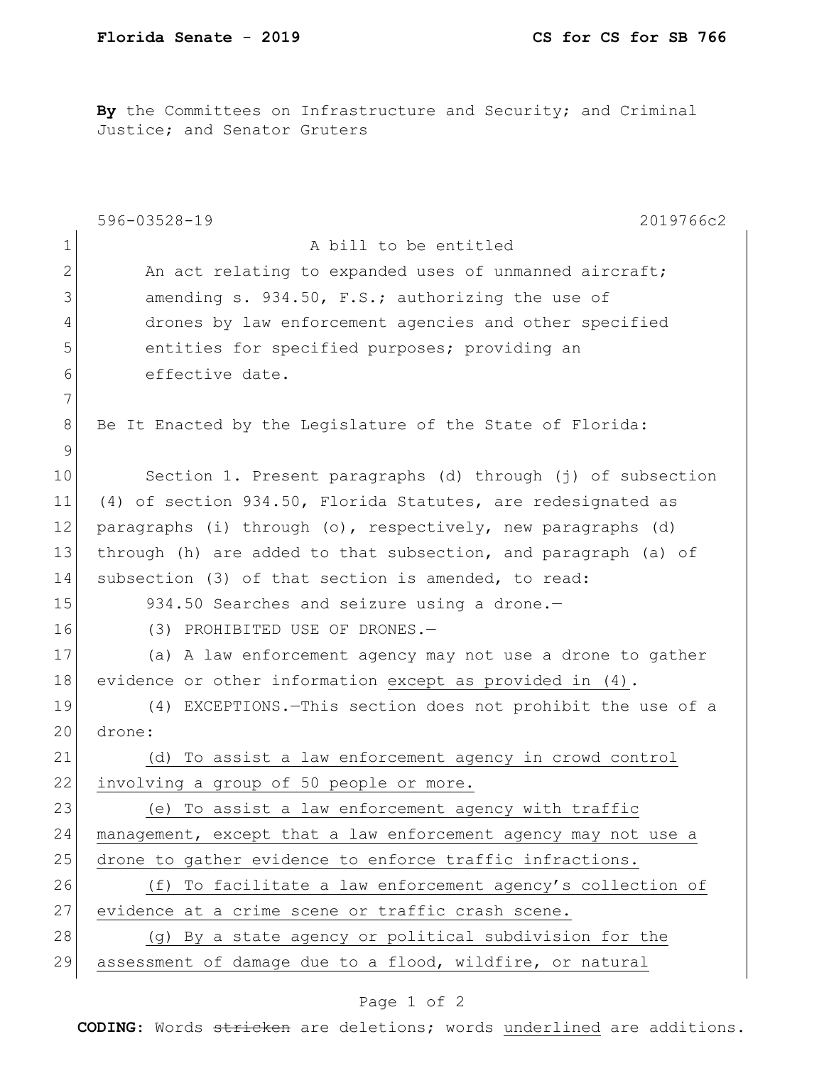**Florida Senate - 2019** **CS for CS for SB 766**

**By** the Committees on Infrastructure and Security; and Criminal Justice; and Senator Gruters

596-03528-19 2019766c2

1 A bill to be entitled
2 An act relating to expanded uses of unmanned aircraft;
3 amending s. 934.50, F.S.; authorizing the use of
4 drones by law enforcement agencies and other specified
5 entities for specified purposes; providing an
6 effective date.
7
8 Be It Enacted by the Legislature of the State of Florida:
9
10 Section 1. Present paragraphs (d) through (j) of subsection
11 (4) of section 934.50, Florida Statutes, are redesignated as
12 paragraphs (i) through (o), respectively, new paragraphs (d)
13 through (h) are added to that subsection, and paragraph (a) of
14 subsection (3) of that section is amended, to read:
15 934.50 Searches and seizure using a drone.—
16 (3) PROHIBITED USE OF DRONES.—
17 (a) A law enforcement agency may not use a drone to gather
18 evidence or other information <u>except as provided in (4)</u>.
19 (4) EXCEPTIONS.—This section does not prohibit the use of a
20 drone:
21 <u>(d) To assist a law enforcement agency in crowd control</u>
22 <u>involving a group of 50 people or more.</u>
23 <u>(e) To assist a law enforcement agency with traffic</u>
24 <u>management, except that a law enforcement agency may not use a</u>
25 <u>drone to gather evidence to enforce traffic infractions.</u>
26 <u>(f) To facilitate a law enforcement agency's collection of</u>
27 <u>evidence at a crime scene or traffic crash scene.</u>
28 <u>(g) By a state agency or political subdivision for the</u>
29 <u>assessment of damage due to a flood, wildfire, or natural</u>

**CODING:** Words ~~stricken~~ are deletions; words <u>underlined</u> are additions.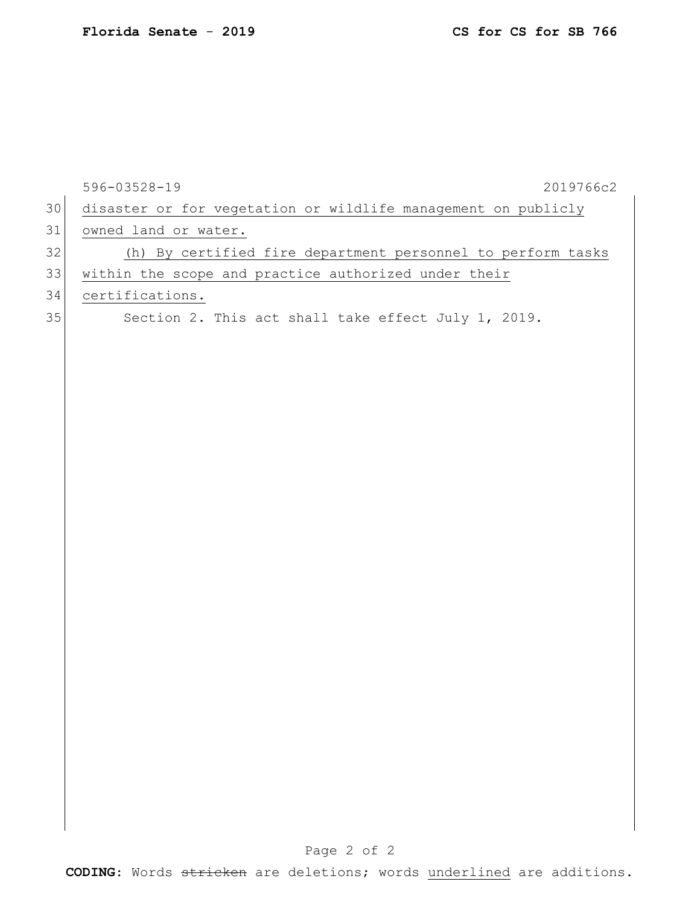596-03528-19 2019766c2

30 disaster or for vegetation or wildlife management on publicly
31 owned land or water.
32 (h) By certified fire department personnel to perform tasks
33 within the scope and practice authorized under their
34 certifications.
35 Section 2. This act shall take effect July 1, 2019.

**CODING:** Words ~~stricken~~ are deletions; words underlined are additions.